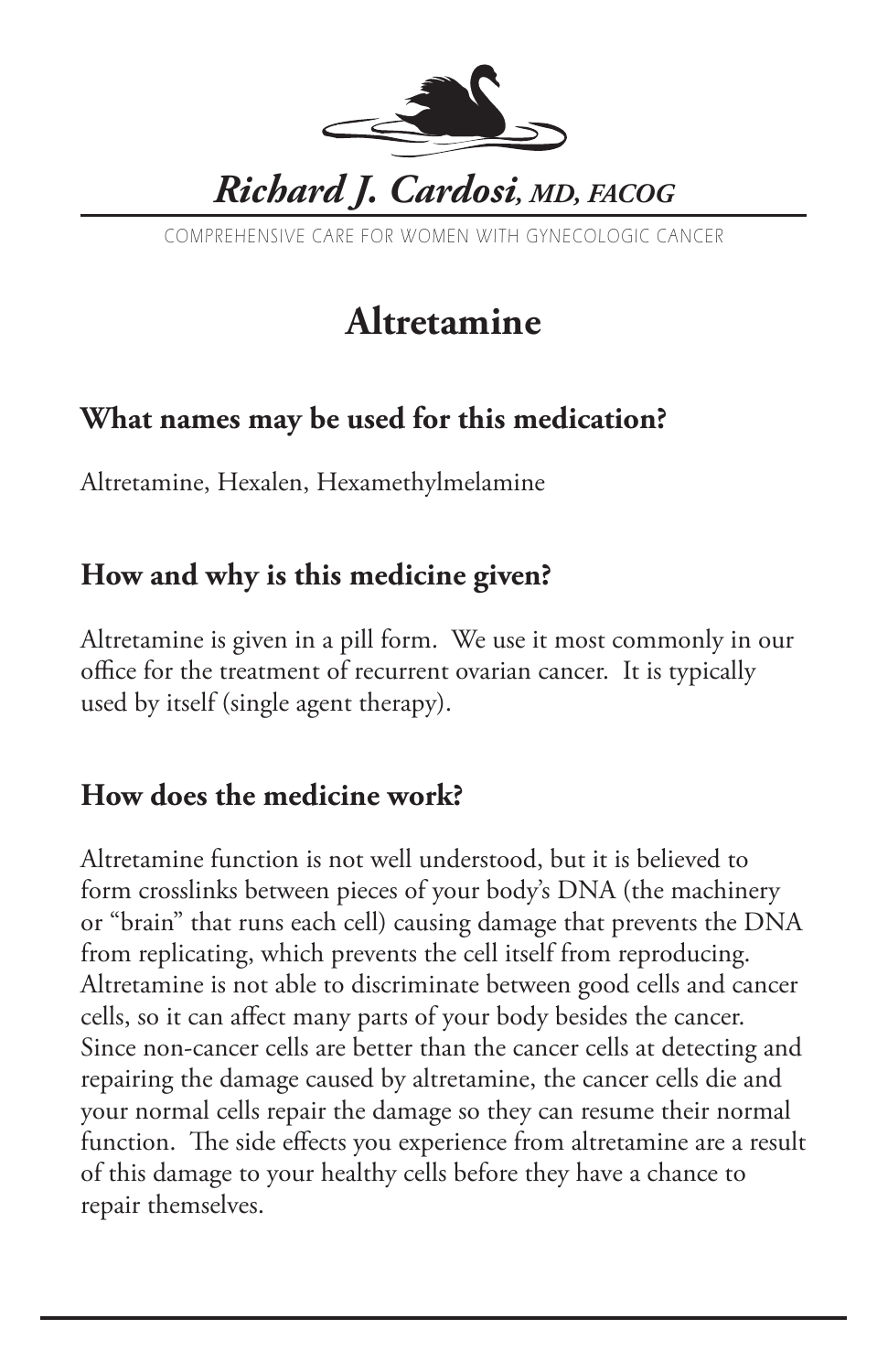*Richard J. Cardosi, MD, FACOG*

COMPREHENSIVE CARE FOR WOMEN WITH GYNECOLOGIC CANCER

# Altretamine

## What names may be used for this medication?

Altretamine, Hexalen, Hexamethylmelamine

## How and why is this medicine given?

Altretamine is given in a pill form. We use it most commonly in our office for the treatment of recurrent ovarian cancer. It is typically used by itself (single agent therapy).

## How does the medicine work?

Altretamine function is not well understood, but it is believed to form crosslinks between pieces of your body's DNA (the machinery or "brain" that runs each cell) causing damage that prevents the DNA from replicating, which prevents the cell itself from reproducing. Altretamine is not able to discriminate between good cells and cancer cells, so it can affect many parts of your body besides the cancer. Since non-cancer cells are better than the cancer cells at detecting and repairing the damage caused by altretamine, the cancer cells die and your normal cells repair the damage so they can resume their normal function. The side effects you experience from altretamine are a result of this damage to your healthy cells before they have a chance to repair themselves.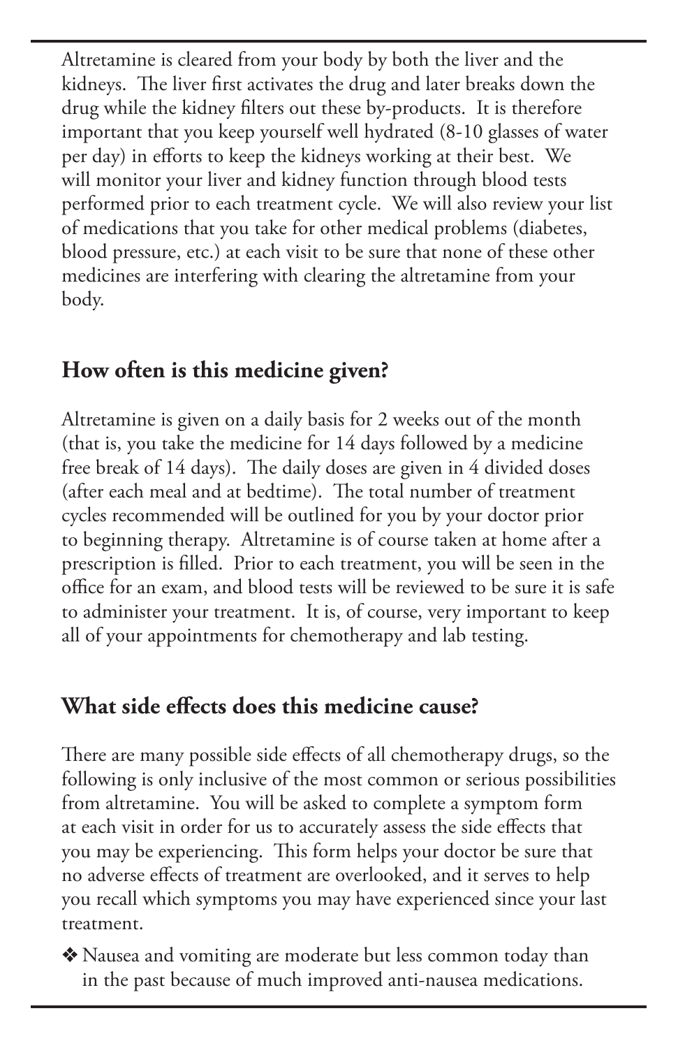Altretamine is cleared from your body by both the liver and the kidneys. The liver first activates the drug and later breaks down the drug while the kidney filters out these by-products. It is therefore important that you keep yourself well hydrated (8-10 glasses of water per day) in efforts to keep the kidneys working at their best. We will monitor your liver and kidney function through blood tests performed prior to each treatment cycle. We will also review your list of medications that you take for other medical problems (diabetes, blood pressure, etc.) at each visit to be sure that none of these other medicines are interfering with clearing the altretamine from your body.

## How often is this medicine given?

Altretamine is given on a daily basis for 2 weeks out of the month (that is, you take the medicine for 14 days followed by a medicine free break of 14 days). The daily doses are given in 4 divided doses (after each meal and at bedtime). The total number of treatment cycles recommended will be outlined for you by your doctor prior to beginning therapy. Altretamine is of course taken at home after a prescription is filled. Prior to each treatment, you will be seen in the office for an exam, and blood tests will be reviewed to be sure it is safe to administer your treatment. It is, of course, very important to keep all of your appointments for chemotherapy and lab testing.

## What side effects does this medicine cause?

There are many possible side effects of all chemotherapy drugs, so the following is only inclusive of the most common or serious possibilities from altretamine. You will be asked to complete a symptom form at each visit in order for us to accurately assess the side effects that you may be experiencing. This form helps your doctor be sure that no adverse effects of treatment are overlooked, and it serves to help you recall which symptoms you may have experienced since your last treatment.

- Nausea and vomiting are moderate but less common today than in the past because of much improved anti-nausea medications.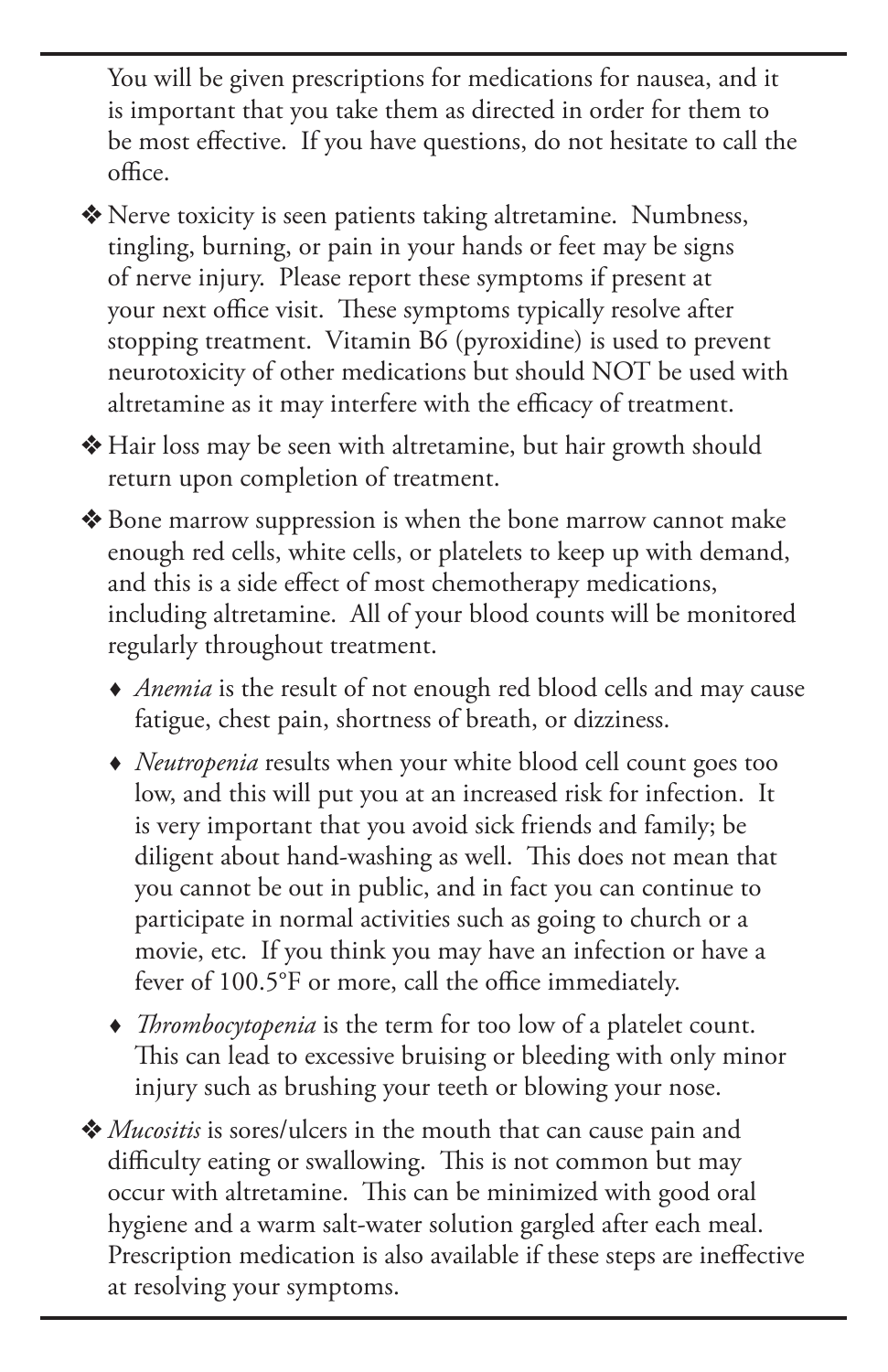You will be given prescriptions for medications for nausea, and it is important that you take them as directed in order for them to be most effective. If you have questions, do not hesitate to call the office.

- Nerve toxicity is seen patients taking altretamine. Numbness, tingling, burning, or pain in your hands or feet may be signs of nerve injury. Please report these symptoms if present at your next office visit. These symptoms typically resolve after stopping treatment. Vitamin B6 (pyroxidine) is used to prevent neurotoxicity of other medications but should NOT be used with altretamine as it may interfere with the efficacy of treatment.
- Hair loss may be seen with altretamine, but hair growth should return upon completion of treatment.
- Bone marrow suppression is when the bone marrow cannot make enough red cells, white cells, or platelets to keep up with demand, and this is a side effect of most chemotherapy medications, including altretamine. All of your blood counts will be monitored regularly throughout treatment.
  - *Anemia* is the result of not enough red blood cells and may cause fatigue, chest pain, shortness of breath, or dizziness.
  - *Neutropenia* results when your white blood cell count goes too low, and this will put you at an increased risk for infection. It is very important that you avoid sick friends and family; be diligent about hand-washing as well. This does not mean that you cannot be out in public, and in fact you can continue to participate in normal activities such as going to church or a movie, etc. If you think you may have an infection or have a fever of 100.5°F or more, call the office immediately.
  - *Thrombocytopenia* is the term for too low of a platelet count. This can lead to excessive bruising or bleeding with only minor injury such as brushing your teeth or blowing your nose.
- *Mucositis* is sores/ulcers in the mouth that can cause pain and difficulty eating or swallowing. This is not common but may occur with altretamine. This can be minimized with good oral hygiene and a warm salt-water solution gargled after each meal. Prescription medication is also available if these steps are ineffective at resolving your symptoms.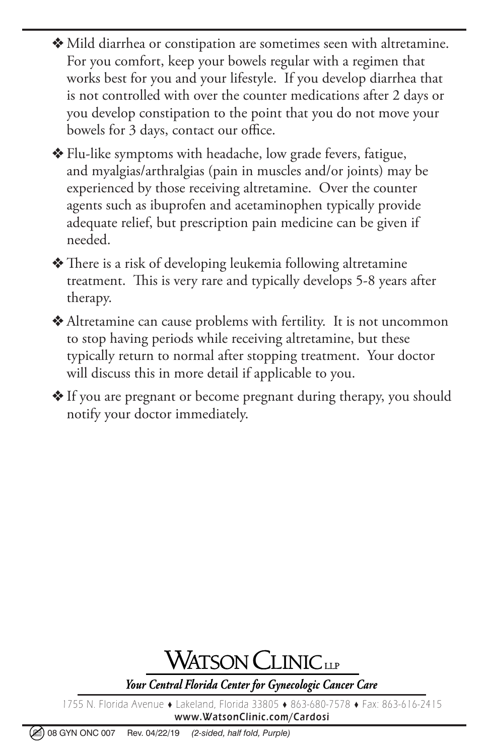- ❖ Mild diarrhea or constipation are sometimes seen with altretamine. For you comfort, keep your bowels regular with a regimen that works best for you and your lifestyle. If you develop diarrhea that is not controlled with over the counter medications after 2 days or you develop constipation to the point that you do not move your bowels for 3 days, contact our office.
- ❖ Flu-like symptoms with headache, low grade fevers, fatigue, and myalgias/arthralgias (pain in muscles and/or joints) may be experienced by those receiving altretamine. Over the counter agents such as ibuprofen and acetaminophen typically provide adequate relief, but prescription pain medicine can be given if needed.
- ❖ There is a risk of developing leukemia following altretamine treatment. This is very rare and typically develops 5-8 years after therapy.
- ❖ Altretamine can cause problems with fertility. It is not uncommon to stop having periods while receiving altretamine, but these typically return to normal after stopping treatment. Your doctor will discuss this in more detail if applicable to you.
- ❖ If you are pregnant or become pregnant during therapy, you should notify your doctor immediately.

**WATSON CLINIC LLP**

*Your Central Florida Center for Gynecologic Cancer Care*

1755 N. Florida Avenue ♦ Lakeland, Florida 33805 ♦ 863-680-7578 ♦ Fax: 863-616-2415

**www.WatsonClinic.com/Cardosi**

08 GYN ONC 007 Rev. 04/22/19 *(2-sided, half fold, Purple)*